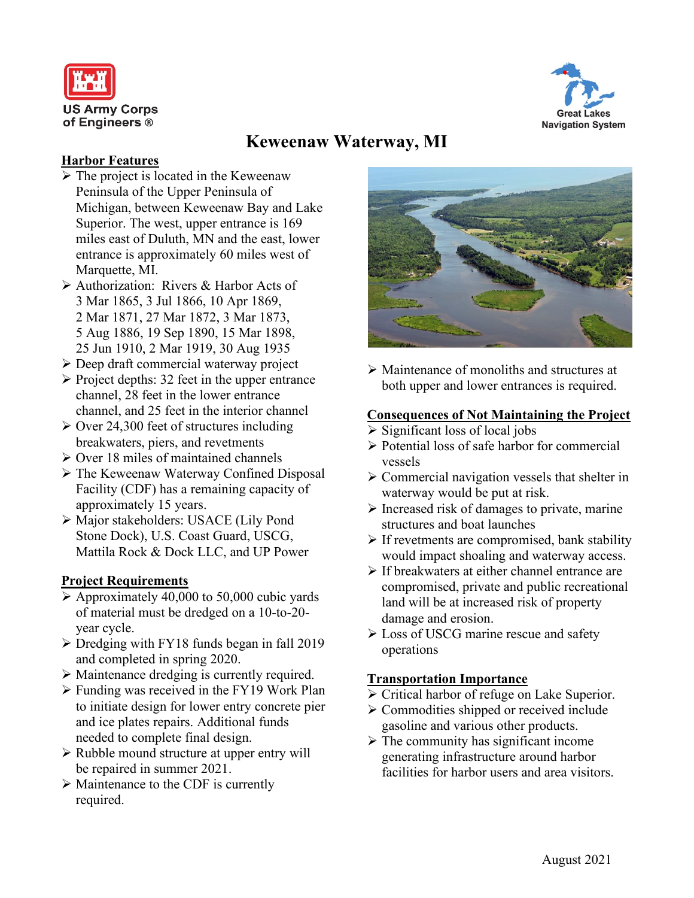US Army Corps of Engineers ®

Great Lakes Navigation System

# Keweenaw Waterway, MI

## Harbor Features

- The project is located in the Keweenaw Peninsula of the Upper Peninsula of Michigan, between Keweenaw Bay and Lake Superior. The west, upper entrance is 169 miles east of Duluth, MN and the east, lower entrance is approximately 60 miles west of Marquette, MI.
- Authorization: Rivers & Harbor Acts of 3 Mar 1865, 3 Jul 1866, 10 Apr 1869, 2 Mar 1871, 27 Mar 1872, 3 Mar 1873, 5 Aug 1886, 19 Sep 1890, 15 Mar 1898, 25 Jun 1910, 2 Mar 1919, 30 Aug 1935
- Deep draft commercial waterway project
- Project depths: 32 feet in the upper entrance channel, 28 feet in the lower entrance channel, and 25 feet in the interior channel
- Over 24,300 feet of structures including breakwaters, piers, and revetments
- Over 18 miles of maintained channels
- The Keweenaw Waterway Confined Disposal Facility (CDF) has a remaining capacity of approximately 15 years.
- Major stakeholders: USACE (Lily Pond Stone Dock), U.S. Coast Guard, USCG, Mattila Rock & Dock LLC, and UP Power

## Project Requirements

- Approximately 40,000 to 50,000 cubic yards of material must be dredged on a 10-to-20-year cycle.
- Dredging with FY18 funds began in fall 2019 and completed in spring 2020.
- Maintenance dredging is currently required.
- Funding was received in the FY19 Work Plan to initiate design for lower entry concrete pier and ice plates repairs. Additional funds needed to complete final design.
- Rubble mound structure at upper entry will be repaired in summer 2021.
- Maintenance to the CDF is currently required.
- Maintenance of monoliths and structures at both upper and lower entrances is required.

## Consequences of Not Maintaining the Project

- Significant loss of local jobs
- Potential loss of safe harbor for commercial vessels
- Commercial navigation vessels that shelter in waterway would be put at risk.
- Increased risk of damages to private, marine structures and boat launches
- If revetments are compromised, bank stability would impact shoaling and waterway access.
- If breakwaters at either channel entrance are compromised, private and public recreational land will be at increased risk of property damage and erosion.
- Loss of USCG marine rescue and safety operations

## Transportation Importance

- Critical harbor of refuge on Lake Superior.
- Commodities shipped or received include gasoline and various other products.
- The community has significant income generating infrastructure around harbor facilities for harbor users and area visitors.

August 2021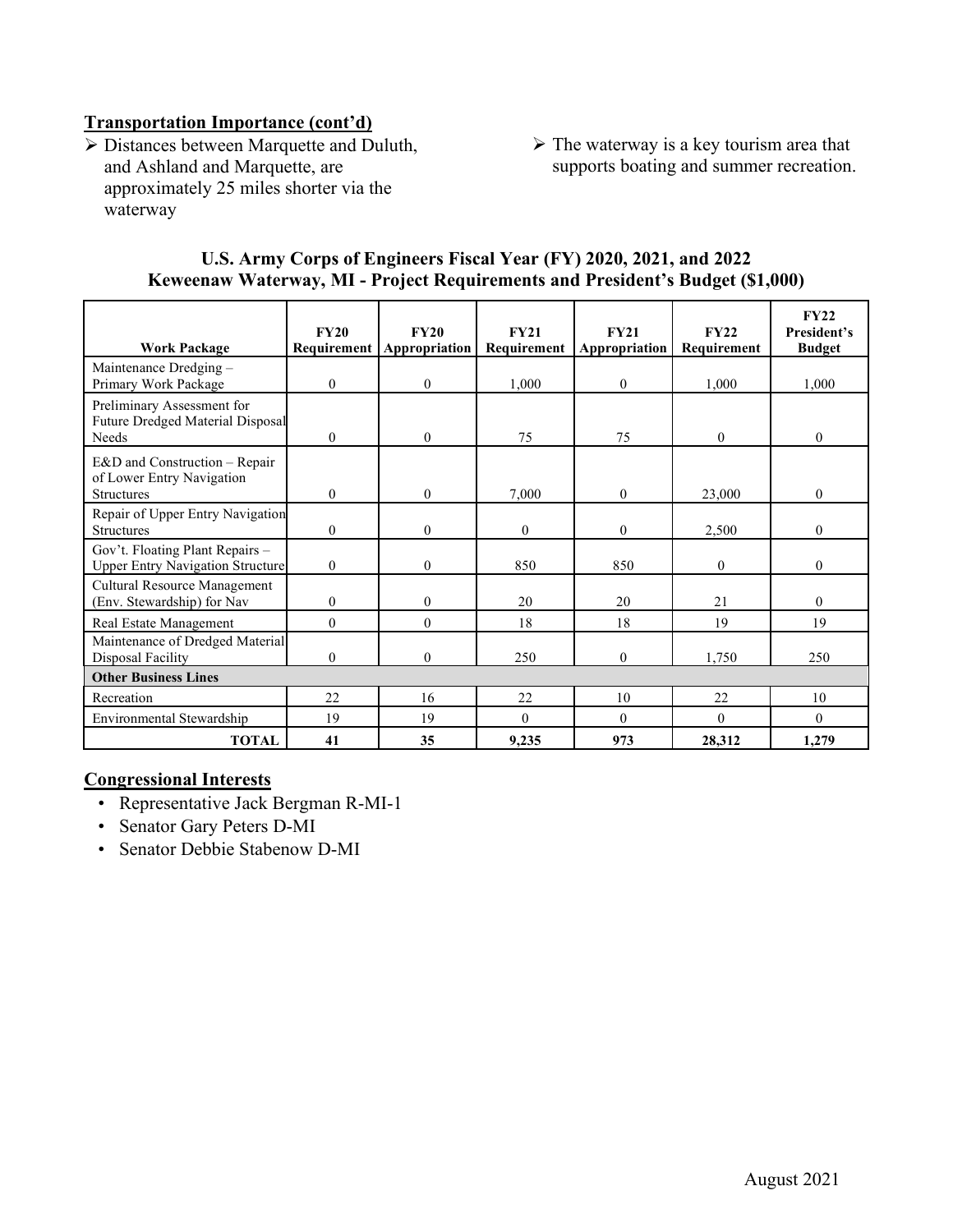## Transportation Importance (cont'd)

- Distances between Marquette and Duluth, and Ashland and Marquette, are approximately 25 miles shorter via the waterway
- The waterway is a key tourism area that supports boating and summer recreation.

### U.S. Army Corps of Engineers Fiscal Year (FY) 2020, 2021, and 2022 Keweenaw Waterway, MI - Project Requirements and President's Budget ($1,000)

| Work Package | FY20 Requirement | FY20 Appropriation | FY21 Requirement | FY21 Appropriation | FY22 Requirement | FY22 President's Budget |
|---|---|---|---|---|---|---|
| Maintenance Dredging – Primary Work Package | 0 | 0 | 1,000 | 0 | 1,000 | 1,000 |
| Preliminary Assessment for Future Dredged Material Disposal Needs | 0 | 0 | 75 | 75 | 0 | 0 |
| E&D and Construction – Repair of Lower Entry Navigation Structures | 0 | 0 | 7,000 | 0 | 23,000 | 0 |
| Repair of Upper Entry Navigation Structures | 0 | 0 | 0 | 0 | 2,500 | 0 |
| Gov't. Floating Plant Repairs – Upper Entry Navigation Structure | 0 | 0 | 850 | 850 | 0 | 0 |
| Cultural Resource Management (Env. Stewardship) for Nav | 0 | 0 | 20 | 20 | 21 | 0 |
| Real Estate Management | 0 | 0 | 18 | 18 | 19 | 19 |
| Maintenance of Dredged Material Disposal Facility | 0 | 0 | 250 | 0 | 1,750 | 250 |
| **Other Business Lines** | | | | | | |
| Recreation | 22 | 16 | 22 | 10 | 22 | 10 |
| Environmental Stewardship | 19 | 19 | 0 | 0 | 0 | 0 |
| **TOTAL** | **41** | **35** | **9,235** | **973** | **28,312** | **1,279** |

## Congressional Interests

- Representative Jack Bergman R-MI-1
- Senator Gary Peters D-MI
- Senator Debbie Stabenow D-MI

August 2021